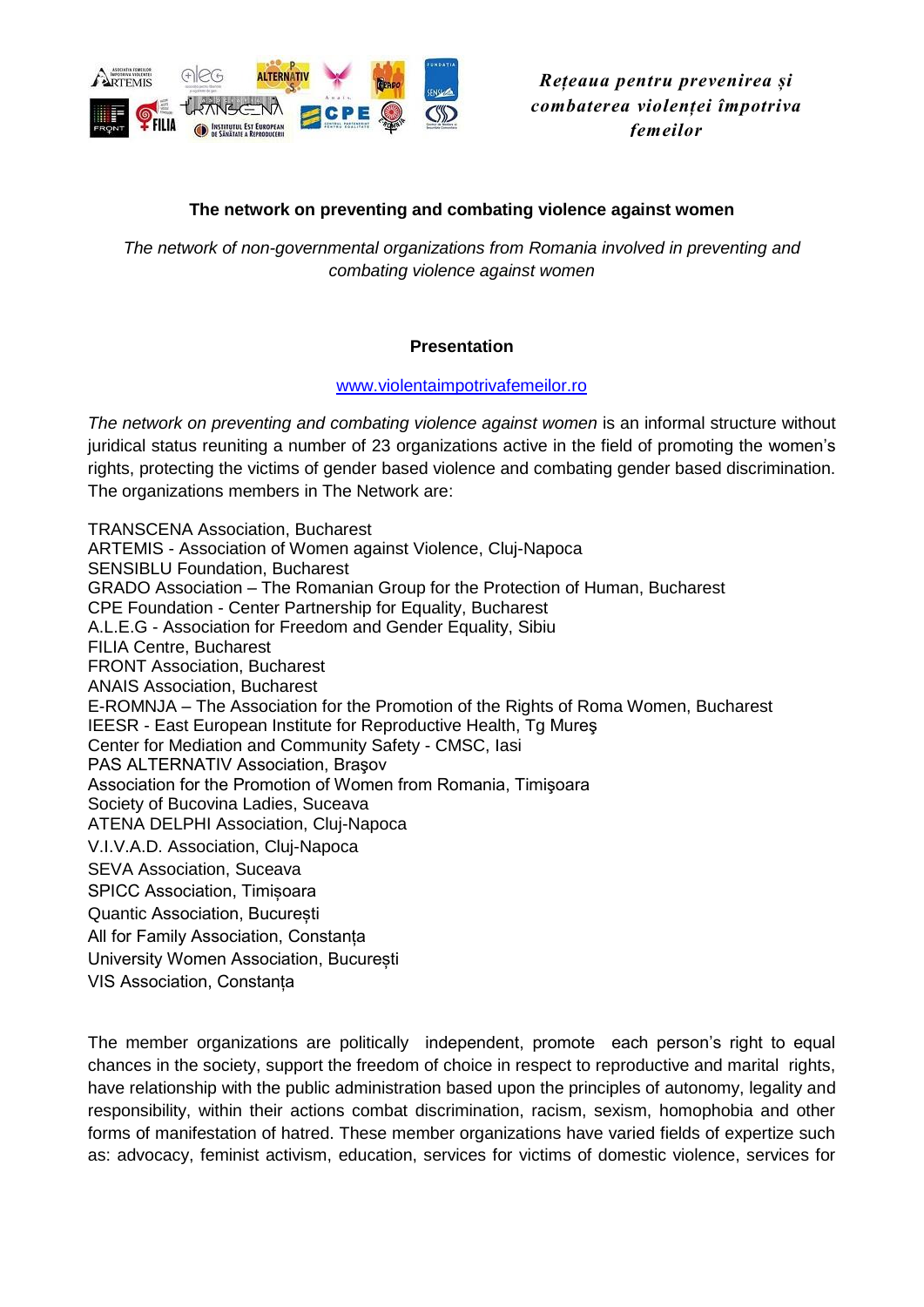*Rețeaua pentru prevenirea și combaterea violenței împotriva femeilor*

**The network on preventing and combating violence against women**

*The network of non-governmental organizations from Romania involved in preventing and combating violence against women*

**Presentation**

www.violentaimpotrivafemeilor.ro

*The network on preventing and combating violence against women* is an informal structure without juridical status reuniting a number of 23 organizations active in the field of promoting the women's rights, protecting the victims of gender based violence and combating gender based discrimination. The organizations members in The Network are:

TRANSCENA Association, Bucharest
ARTEMIS - Association of Women against Violence, Cluj-Napoca
SENSIBLU Foundation, Bucharest
GRADO Association – The Romanian Group for the Protection of Human, Bucharest
CPE Foundation - Center Partnership for Equality, Bucharest
A.L.E.G - Association for Freedom and Gender Equality, Sibiu
FILIA Centre, Bucharest
FRONT Association, Bucharest
ANAIS Association, Bucharest
E-ROMNJA – The Association for the Promotion of the Rights of Roma Women, Bucharest
IEESR - East European Institute for Reproductive Health, Tg Mureş
Center for Mediation and Community Safety - CMSC, Iasi
PAS ALTERNATIV Association, Braşov
Association for the Promotion of Women from Romania, Timişoara
Society of Bucovina Ladies, Suceava
ATENA DELPHI Association, Cluj-Napoca
V.I.V.A.D. Association, Cluj-Napoca
SEVA Association, Suceava
SPICC Association, Timișoara
Quantic Association, București
All for Family Association, Constanța
University Women Association, București
VIS Association, Constanța

The member organizations are politically independent, promote each person's right to equal chances in the society, support the freedom of choice in respect to reproductive and marital rights, have relationship with the public administration based upon the principles of autonomy, legality and responsibility, within their actions combat discrimination, racism, sexism, homophobia and other forms of manifestation of hatred. These member organizations have varied fields of expertize such as: advocacy, feminist activism, education, services for victims of domestic violence, services for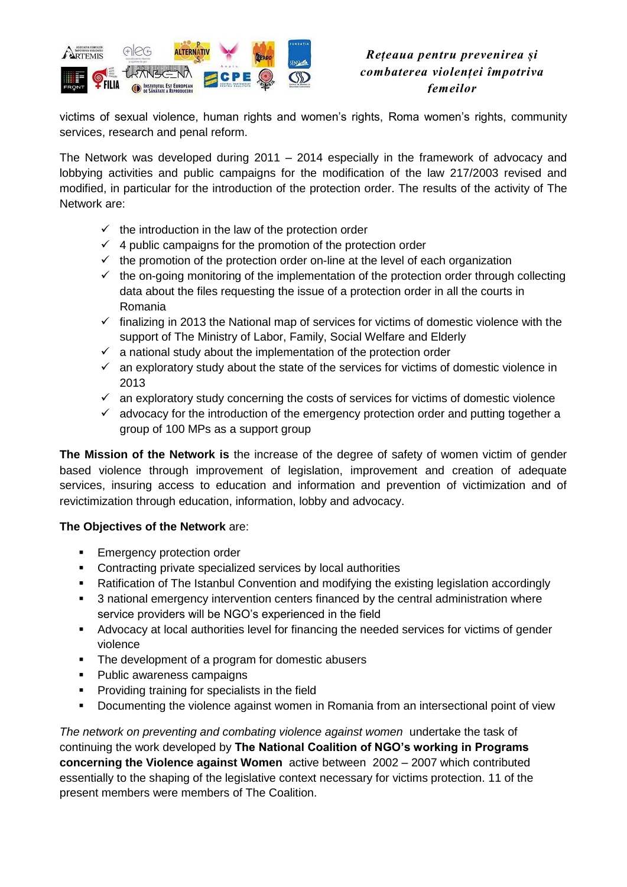victims of sexual violence, human rights and women's rights, Roma women's rights, community services, research and penal reform.

The Network was developed during 2011 – 2014 especially in the framework of advocacy and lobbying activities and public campaigns for the modification of the law 217/2003 revised and modified, in particular for the introduction of the protection order. The results of the activity of The Network are:

- ✓ the introduction in the law of the protection order
- ✓ 4 public campaigns for the promotion of the protection order
- ✓ the promotion of the protection order on-line at the level of each organization
- ✓ the on-going monitoring of the implementation of the protection order through collecting data about the files requesting the issue of a protection order in all the courts in Romania
- ✓ finalizing in 2013 the National map of services for victims of domestic violence with the support of The Ministry of Labor, Family, Social Welfare and Elderly
- ✓ a national study about the implementation of the protection order
- ✓ an exploratory study about the state of the services for victims of domestic violence in 2013
- ✓ an exploratory study concerning the costs of services for victims of domestic violence
- ✓ advocacy for the introduction of the emergency protection order and putting together a group of 100 MPs as a support group

**The Mission of the Network is** the increase of the degree of safety of women victim of gender based violence through improvement of legislation, improvement and creation of adequate services, insuring access to education and information and prevention of victimization and of revictimization through education, information, lobby and advocacy.

**The Objectives of the Network** are:

- Emergency protection order
- Contracting private specialized services by local authorities
- Ratification of The Istanbul Convention and modifying the existing legislation accordingly
- 3 national emergency intervention centers financed by the central administration where service providers will be NGO's experienced in the field
- Advocacy at local authorities level for financing the needed services for victims of gender violence
- The development of a program for domestic abusers
- Public awareness campaigns
- Providing training for specialists in the field
- Documenting the violence against women in Romania from an intersectional point of view

*The network on preventing and combating violence against women* undertake the task of continuing the work developed by **The National Coalition of NGO's working in Programs concerning the Violence against Women** active between 2002 – 2007 which contributed essentially to the shaping of the legislative context necessary for victims protection. 11 of the present members were members of The Coalition.